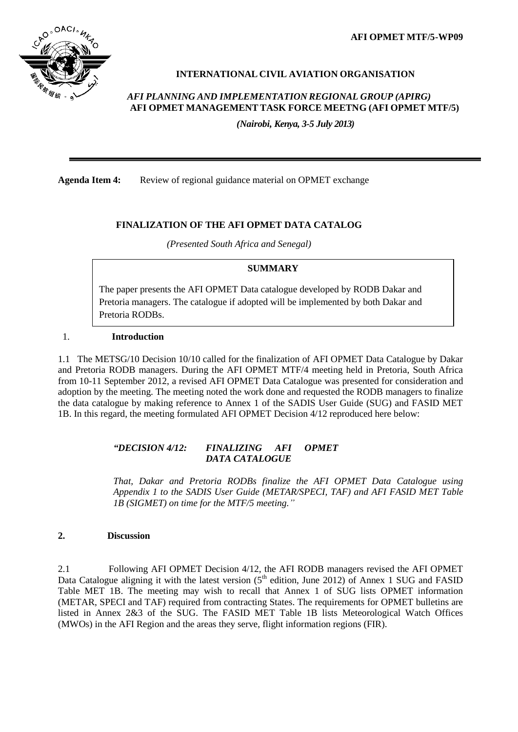**AFI OPMET MTF/5-WP09**

**INTERNATIONAL CIVIL AVIATION ORGANISATION**

***AFI PLANNING AND IMPLEMENTATION REGIONAL GROUP (APIRG)***
**AFI OPMET MANAGEMENT TASK FORCE MEETNG (AFI OPMET MTF/5)**

***(Nairobi, Kenya, 3-5 July 2013)***

---

**Agenda Item 4:** Review of regional guidance material on OPMET exchange

## FINALIZATION OF THE AFI OPMET DATA CATALOG

*(Presented South Africa and Senegal)*

> **SUMMARY**
>
> The paper presents the AFI OPMET Data catalogue developed by RODB Dakar and Pretoria managers. The catalogue if adopted will be implemented by both Dakar and Pretoria RODBs.

## 1. Introduction

1.1 The METSG/10 Decision 10/10 called for the finalization of AFI OPMET Data Catalogue by Dakar and Pretoria RODB managers. During the AFI OPMET MTF/4 meeting held in Pretoria, South Africa from 10-11 September 2012, a revised AFI OPMET Data Catalogue was presented for consideration and adoption by the meeting. The meeting noted the work done and requested the RODB managers to finalize the data catalogue by making reference to Annex 1 of the SADIS User Guide (SUG) and FASID MET 1B. In this regard, the meeting formulated AFI OPMET Decision 4/12 reproduced here below:

> ***"DECISION 4/12: FINALIZING AFI OPMET DATA CATALOGUE***
>
> *That, Dakar and Pretoria RODBs finalize the AFI OPMET Data Catalogue using Appendix 1 to the SADIS User Guide (METAR/SPECI, TAF) and AFI FASID MET Table 1B (SIGMET) on time for the MTF/5 meeting."*

## 2. Discussion

2.1 Following AFI OPMET Decision 4/12, the AFI RODB managers revised the AFI OPMET Data Catalogue aligning it with the latest version (5th edition, June 2012) of Annex 1 SUG and FASID Table MET 1B. The meeting may wish to recall that Annex 1 of SUG lists OPMET information (METAR, SPECI and TAF) required from contracting States. The requirements for OPMET bulletins are listed in Annex 2&3 of the SUG. The FASID MET Table 1B lists Meteorological Watch Offices (MWOs) in the AFI Region and the areas they serve, flight information regions (FIR).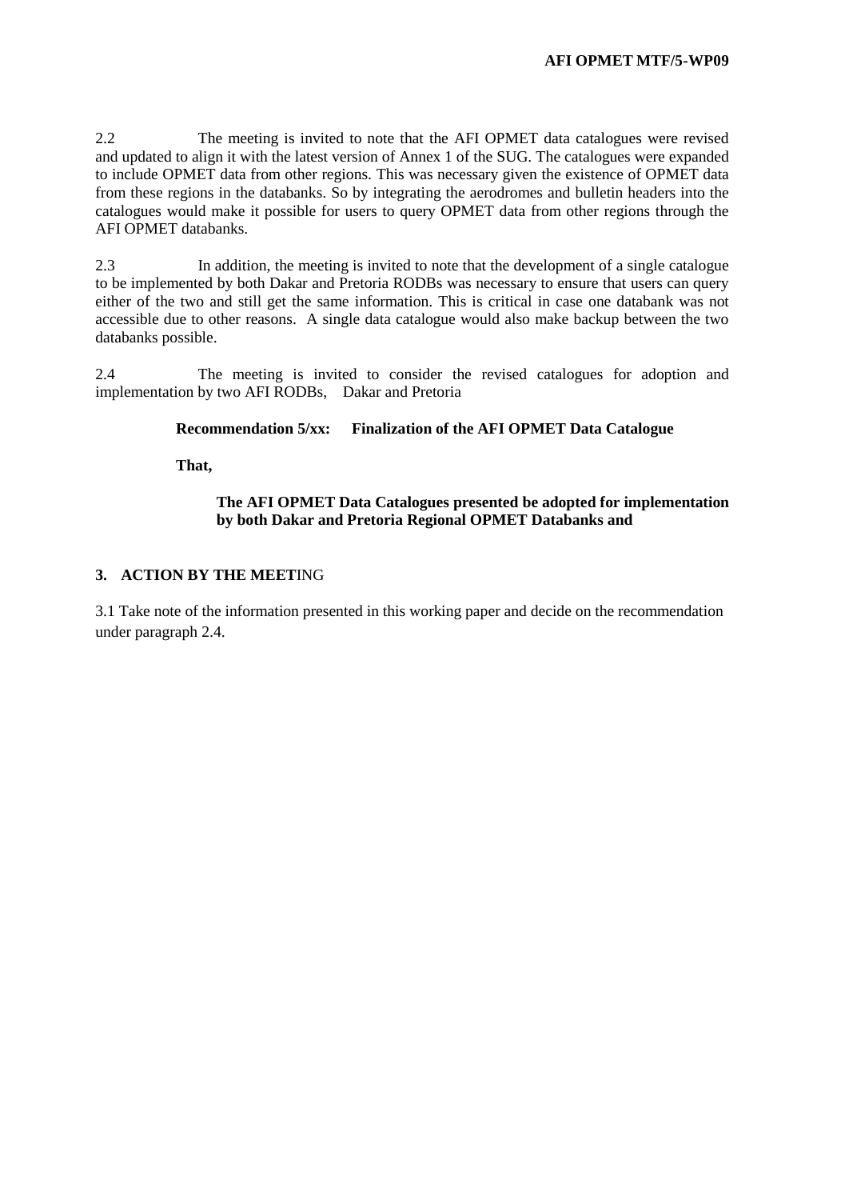2.2 The meeting is invited to note that the AFI OPMET data catalogues were revised and updated to align it with the latest version of Annex 1 of the SUG. The catalogues were expanded to include OPMET data from other regions. This was necessary given the existence of OPMET data from these regions in the databanks. So by integrating the aerodromes and bulletin headers into the catalogues would make it possible for users to query OPMET data from other regions through the AFI OPMET databanks.

2.3 In addition, the meeting is invited to note that the development of a single catalogue to be implemented by both Dakar and Pretoria RODBs was necessary to ensure that users can query either of the two and still get the same information. This is critical in case one databank was not accessible due to other reasons. A single data catalogue would also make backup between the two databanks possible.

2.4 The meeting is invited to consider the revised catalogues for adoption and implementation by two AFI RODBs, Dakar and Pretoria

**Recommendation 5/xx: Finalization of the AFI OPMET Data Catalogue**

**That,**

**The AFI OPMET Data Catalogues presented be adopted for implementation by both Dakar and Pretoria Regional OPMET Databanks and**

## 3. ACTION BY THE MEETING

3.1 Take note of the information presented in this working paper and decide on the recommendation under paragraph 2.4.